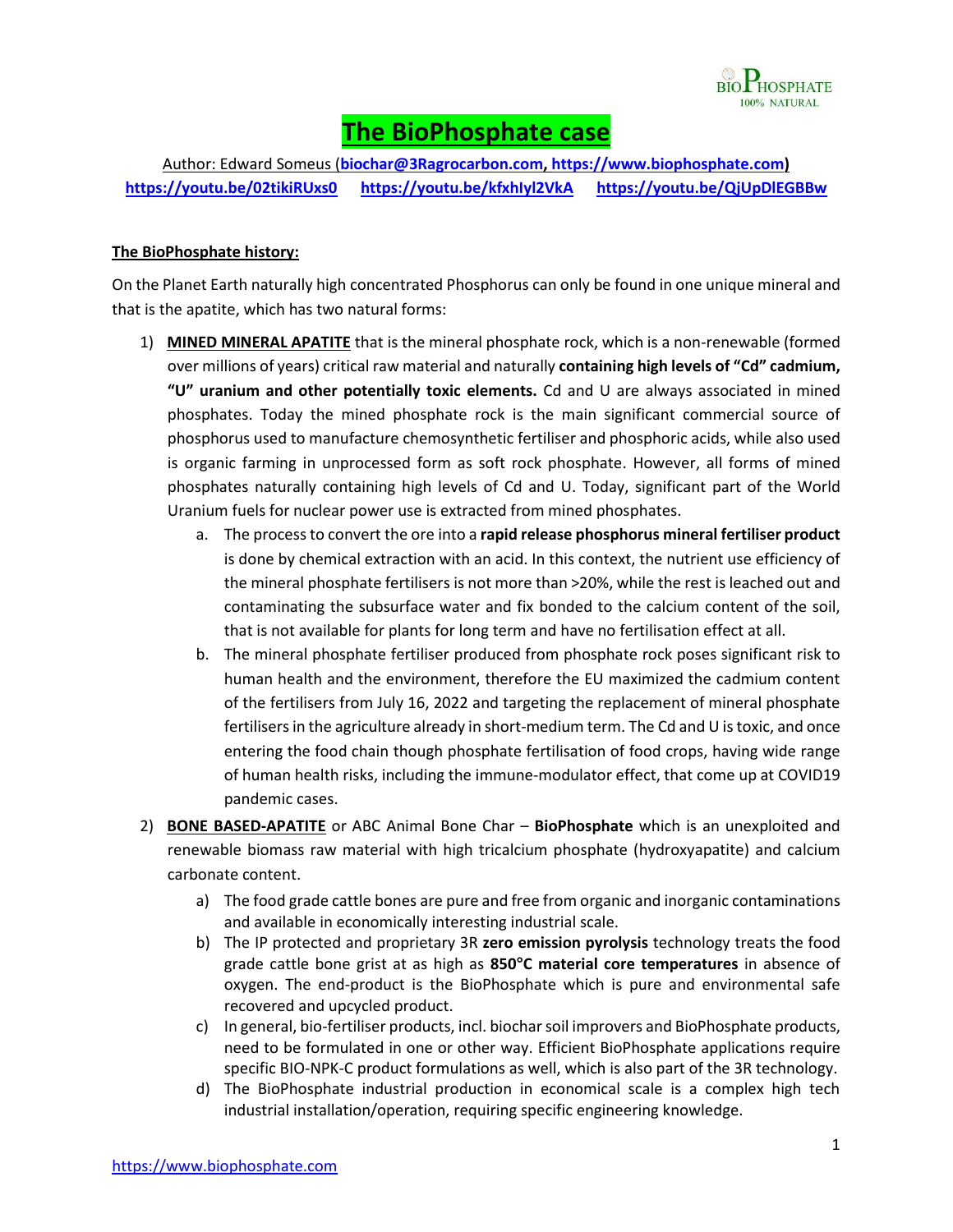# The BioPhosphate case

Author: Edward Someus (**biochar@3Ragrocarbon.com**, **https://www.biophosphate.com**)
**https://youtu.be/02tikiRUxs0** **https://youtu.be/kfxhIyl2VkA** **https://youtu.be/QjUpDlEGBBw**

**The BioPhosphate history:**

On the Planet Earth naturally high concentrated Phosphorus can only be found in one unique mineral and that is the apatite, which has two natural forms:

1) **MINED MINERAL APATITE** that is the mineral phosphate rock, which is a non-renewable (formed over millions of years) critical raw material and naturally **containing high levels of "Cd" cadmium, "U" uranium and other potentially toxic elements.** Cd and U are always associated in mined phosphates. Today the mined phosphate rock is the main significant commercial source of phosphorus used to manufacture chemosynthetic fertiliser and phosphoric acids, while also used is organic farming in unprocessed form as soft rock phosphate. However, all forms of mined phosphates naturally containing high levels of Cd and U. Today, significant part of the World Uranium fuels for nuclear power use is extracted from mined phosphates.
   a. The process to convert the ore into a **rapid release phosphorus mineral fertiliser product** is done by chemical extraction with an acid. In this context, the nutrient use efficiency of the mineral phosphate fertilisers is not more than >20%, while the rest is leached out and contaminating the subsurface water and fix bonded to the calcium content of the soil, that is not available for plants for long term and have no fertilisation effect at all.
   b. The mineral phosphate fertiliser produced from phosphate rock poses significant risk to human health and the environment, therefore the EU maximized the cadmium content of the fertilisers from July 16, 2022 and targeting the replacement of mineral phosphate fertilisers in the agriculture already in short-medium term. The Cd and U is toxic, and once entering the food chain though phosphate fertilisation of food crops, having wide range of human health risks, including the immune-modulator effect, that come up at COVID19 pandemic cases.

2) **BONE BASED-APATITE** or ABC Animal Bone Char – **BioPhosphate** which is an unexploited and renewable biomass raw material with high tricalcium phosphate (hydroxyapatite) and calcium carbonate content.
   a) The food grade cattle bones are pure and free from organic and inorganic contaminations and available in economically interesting industrial scale.
   b) The IP protected and proprietary 3R **zero emission pyrolysis** technology treats the food grade cattle bone grist at as high as **850°C material core temperatures** in absence of oxygen. The end-product is the BioPhosphate which is pure and environmental safe recovered and upcycled product.
   c) In general, bio-fertiliser products, incl. biochar soil improvers and BioPhosphate products, need to be formulated in one or other way. Efficient BioPhosphate applications require specific BIO-NPK-C product formulations as well, which is also part of the 3R technology.
   d) The BioPhosphate industrial production in economical scale is a complex high tech industrial installation/operation, requiring specific engineering knowledge.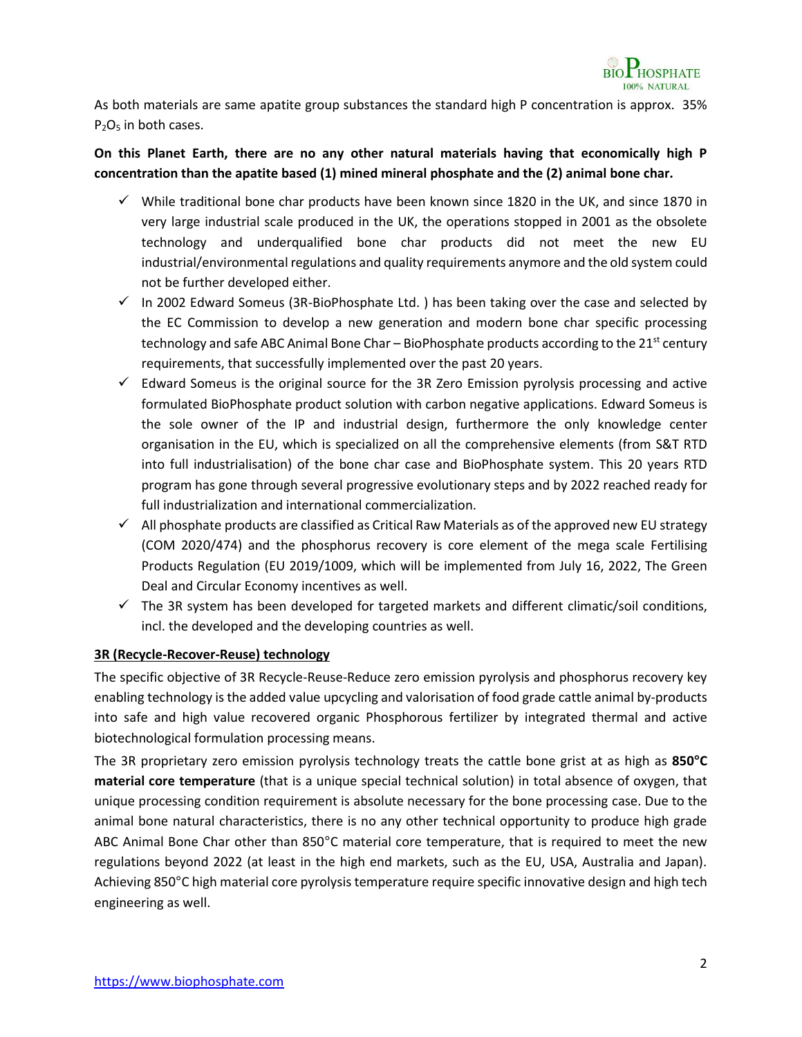As both materials are same apatite group substances the standard high P concentration is approx. 35% $P_2O_5$ in both cases.

**On this Planet Earth, there are no any other natural materials having that economically high P concentration than the apatite based (1) mined mineral phosphate and the (2) animal bone char.**

- ✓ While traditional bone char products have been known since 1820 in the UK, and since 1870 in very large industrial scale produced in the UK, the operations stopped in 2001 as the obsolete technology and underqualified bone char products did not meet the new EU industrial/environmental regulations and quality requirements anymore and the old system could not be further developed either.
- ✓ In 2002 Edward Someus (3R-BioPhosphate Ltd. ) has been taking over the case and selected by the EC Commission to develop a new generation and modern bone char specific processing technology and safe ABC Animal Bone Char – BioPhosphate products according to the 21st century requirements, that successfully implemented over the past 20 years.
- ✓ Edward Someus is the original source for the 3R Zero Emission pyrolysis processing and active formulated BioPhosphate product solution with carbon negative applications. Edward Someus is the sole owner of the IP and industrial design, furthermore the only knowledge center organisation in the EU, which is specialized on all the comprehensive elements (from S&T RTD into full industrialisation) of the bone char case and BioPhosphate system. This 20 years RTD program has gone through several progressive evolutionary steps and by 2022 reached ready for full industrialization and international commercialization.
- ✓ All phosphate products are classified as Critical Raw Materials as of the approved new EU strategy (COM 2020/474) and the phosphorus recovery is core element of the mega scale Fertilising Products Regulation (EU 2019/1009, which will be implemented from July 16, 2022, The Green Deal and Circular Economy incentives as well.
- ✓ The 3R system has been developed for targeted markets and different climatic/soil conditions, incl. the developed and the developing countries as well.

**3R (Recycle-Recover-Reuse) technology**

The specific objective of 3R Recycle-Reuse-Reduce zero emission pyrolysis and phosphorus recovery key enabling technology is the added value upcycling and valorisation of food grade cattle animal by-products into safe and high value recovered organic Phosphorous fertilizer by integrated thermal and active biotechnological formulation processing means.

The 3R proprietary zero emission pyrolysis technology treats the cattle bone grist at as high as **850°C material core temperature** (that is a unique special technical solution) in total absence of oxygen, that unique processing condition requirement is absolute necessary for the bone processing case. Due to the animal bone natural characteristics, there is no any other technical opportunity to produce high grade ABC Animal Bone Char other than 850°C material core temperature, that is required to meet the new regulations beyond 2022 (at least in the high end markets, such as the EU, USA, Australia and Japan). Achieving 850°C high material core pyrolysis temperature require specific innovative design and high tech engineering as well.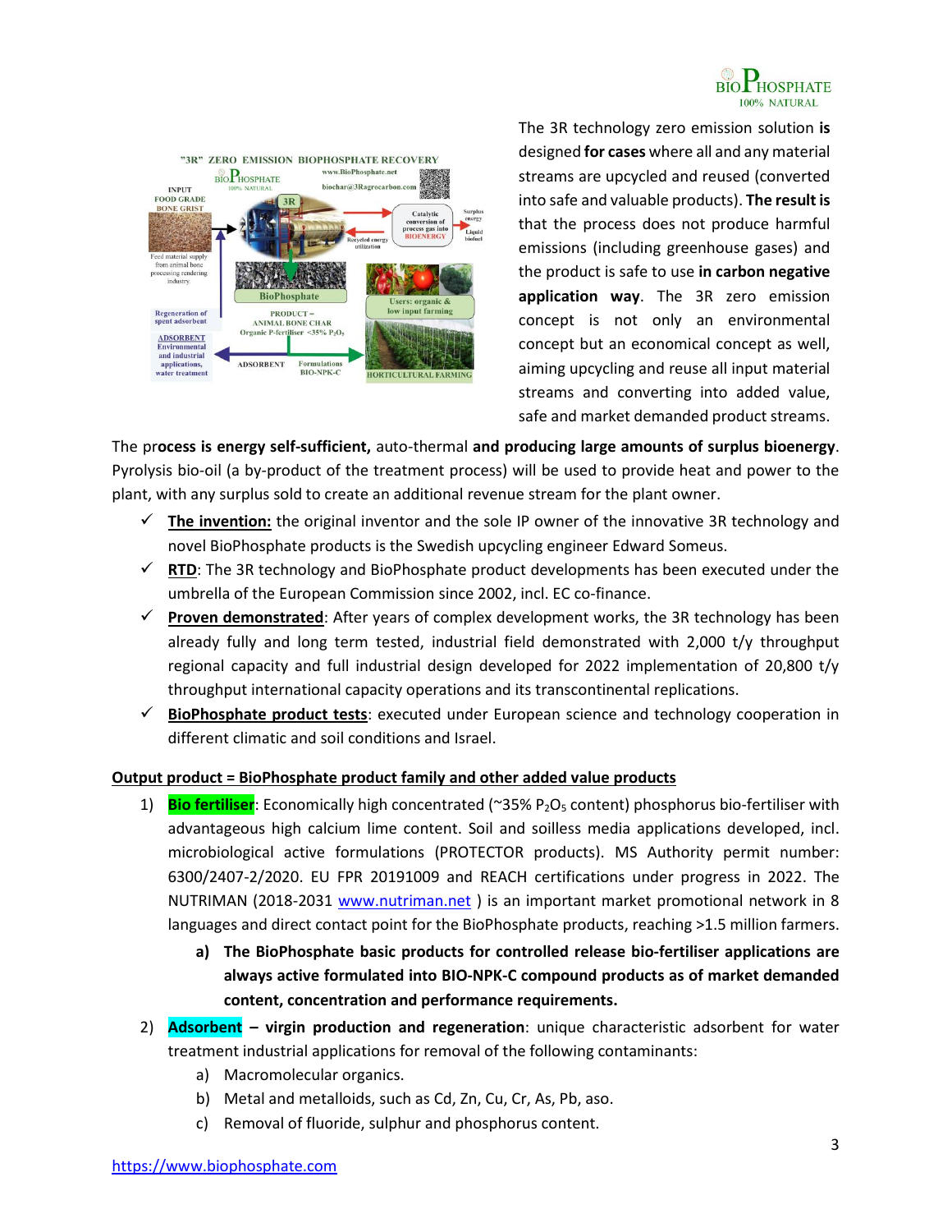The 3R technology zero emission solution **is** designed **for cases** where all and any material streams are upcycled and reused (converted into safe and valuable products). **The result is** that the process does not produce harmful emissions (including greenhouse gases) and the product is safe to use **in carbon negative application way**. The 3R zero emission concept is not only an environmental concept but an economical concept as well, aiming upcycling and reuse all input material streams and converting into added value, safe and market demanded product streams.

The pr**ocess is energy self-sufficient,** auto-thermal **and producing large amounts of surplus bioenergy**. Pyrolysis bio-oil (a by-product of the treatment process) will be used to provide heat and power to the plant, with any surplus sold to create an additional revenue stream for the plant owner.

- ✓ **The invention:** the original inventor and the sole IP owner of the innovative 3R technology and novel BioPhosphate products is the Swedish upcycling engineer Edward Someus.
- ✓ **RTD**: The 3R technology and BioPhosphate product developments has been executed under the umbrella of the European Commission since 2002, incl. EC co-finance.
- ✓ **Proven demonstrated**: After years of complex development works, the 3R technology has been already fully and long term tested, industrial field demonstrated with 2,000 t/y throughput regional capacity and full industrial design developed for 2022 implementation of 20,800 t/y throughput international capacity operations and its transcontinental replications.
- ✓ **BioPhosphate product tests**: executed under European science and technology cooperation in different climatic and soil conditions and Israel.

**Output product = BioPhosphate product family and other added value products**

1) **Bio fertiliser**: Economically high concentrated (~35% $P_2O_5$ content) phosphorus bio-fertiliser with advantageous high calcium lime content. Soil and soilless media applications developed, incl. microbiological active formulations (PROTECTOR products). MS Authority permit number: 6300/2407-2/2020. EU FPR 20191009 and REACH certifications under progress in 2022. The NUTRIMAN (2018-2031 www.nutriman.net ) is an important market promotional network in 8 languages and direct contact point for the BioPhosphate products, reaching >1.5 million farmers.
   a) **The BioPhosphate basic products for controlled release bio-fertiliser applications are always active formulated into BIO-NPK-C compound products as of market demanded content, concentration and performance requirements.**
2) **Adsorbent – virgin production and regeneration**: unique characteristic adsorbent for water treatment industrial applications for removal of the following contaminants:
   a) Macromolecular organics.
   b) Metal and metalloids, such as Cd, Zn, Cu, Cr, As, Pb, aso.
   c) Removal of fluoride, sulphur and phosphorus content.

https://www.biophosphate.com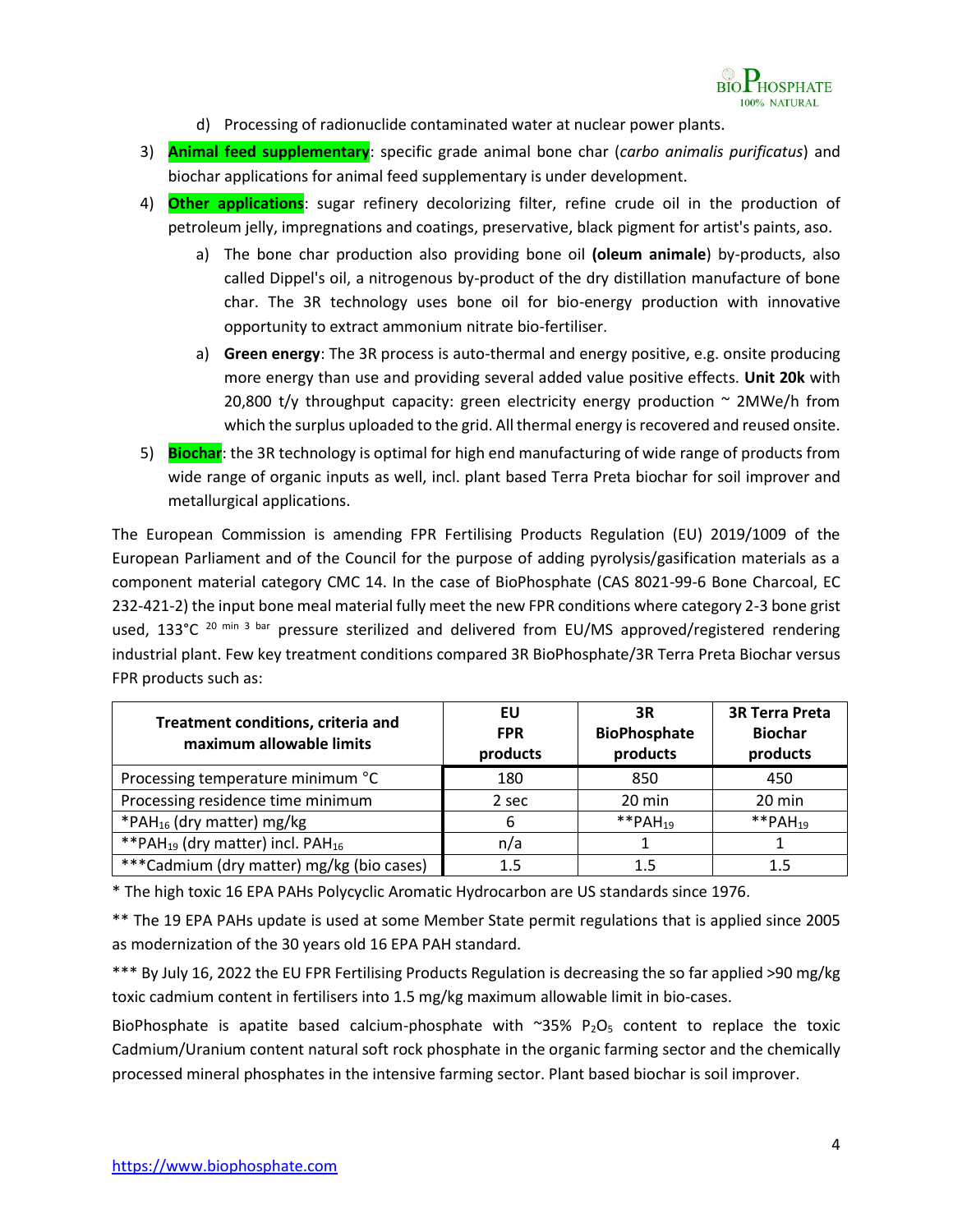d) Processing of radionuclide contaminated water at nuclear power plants.

3) **Animal feed supplementary**: specific grade animal bone char (*carbo animalis purificatus*) and biochar applications for animal feed supplementary is under development.

4) **Other applications**: sugar refinery decolorizing filter, refine crude oil in the production of petroleum jelly, impregnations and coatings, preservative, black pigment for artist's paints, aso.

   a) The bone char production also providing bone oil **(oleum animale)** by-products, also called Dippel's oil, a nitrogenous by-product of the dry distillation manufacture of bone char. The 3R technology uses bone oil for bio-energy production with innovative opportunity to extract ammonium nitrate bio-fertiliser.

   a) **Green energy**: The 3R process is auto-thermal and energy positive, e.g. onsite producing more energy than use and providing several added value positive effects. **Unit 20k** with 20,800 t/y throughput capacity: green electricity energy production ~ 2MWe/h from which the surplus uploaded to the grid. All thermal energy is recovered and reused onsite.

5) **Biochar**: the 3R technology is optimal for high end manufacturing of wide range of products from wide range of organic inputs as well, incl. plant based Terra Preta biochar for soil improver and metallurgical applications.

The European Commission is amending FPR Fertilising Products Regulation (EU) 2019/1009 of the European Parliament and of the Council for the purpose of adding pyrolysis/gasification materials as a component material category CMC 14. In the case of BioPhosphate (CAS 8021-99-6 Bone Charcoal, EC 232-421-2) the input bone meal material fully meet the new FPR conditions where category 2-3 bone grist used, 133°C $^{20\ min\ 3\ bar}$ pressure sterilized and delivered from EU/MS approved/registered rendering industrial plant. Few key treatment conditions compared 3R BioPhosphate/3R Terra Preta Biochar versus FPR products such as:

| Treatment conditions, criteria and maximum allowable limits | EU FPR products | 3R BioPhosphate products | 3R Terra Preta Biochar products |
|---|---|---|---|
| Processing temperature minimum °C | 180 | 850 | 450 |
| Processing residence time minimum | 2 sec | 20 min | 20 min |
| *$PAH_{16}$ (dry matter) mg/kg | 6 | **$PAH_{19}$ | **$PAH_{19}$ |
| **$PAH_{19}$ (dry matter) incl. $PAH_{16}$ | n/a | 1 | 1 |
| ***Cadmium (dry matter) mg/kg (bio cases) | 1.5 | 1.5 | 1.5 |

\* The high toxic 16 EPA PAHs Polycyclic Aromatic Hydrocarbon are US standards since 1976.

** The 19 EPA PAHs update is used at some Member State permit regulations that is applied since 2005 as modernization of the 30 years old 16 EPA PAH standard.

*** By July 16, 2022 the EU FPR Fertilising Products Regulation is decreasing the so far applied >90 mg/kg toxic cadmium content in fertilisers into 1.5 mg/kg maximum allowable limit in bio-cases.

BioPhosphate is apatite based calcium-phosphate with ~35% $P_2O_5$ content to replace the toxic Cadmium/Uranium content natural soft rock phosphate in the organic farming sector and the chemically processed mineral phosphates in the intensive farming sector. Plant based biochar is soil improver.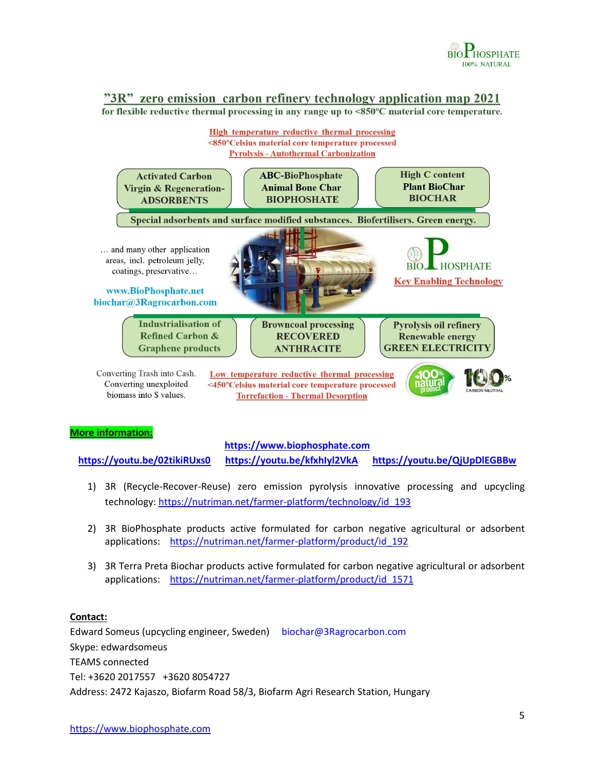BIO PHOSPHATE
100% NATURAL

# "3R" zero emission carbon refinery technology application map 2021

**for flexible reductive thermal processing in any range up to <850ºC material core temperature.**

High temperature reductive thermal processing
<850ºCelsius material core temperature processed
Pyrolysis - Autothermal Carbonization

Activated Carbon
Virgin & Regeneration-
ADSORBENTS

ABC-BioPhosphate
Animal Bone Char
BIOPHOSHATE

High C content
Plant BioChar
BIOCHAR

Special adsorbents and surface modified substances. Biofertilisers. Green energy.

… and many other application areas, incl. petroleum jelly, coatings, preservative…

www.BioPhosphate.net
biochar@3Ragrocarbon.com

BIO PHOSPHATE
Key Enabling Technology

Industrialisation of
Refined Carbon &
Graphene products

Browncoal processing
RECOVERED
ANTHRACITE

Pyrolysis oil refinery
Renewable energy
GREEN ELECTRICITY

Converting Trash into Cash.
Converting unexploited biomass into $ values.

Low temperature reductive thermal processing
<450ºCelsius material core temperature processed
Torrefaction - Thermal Desorption

100% natural product
100% CARBON NEUTRAL

**More information:**

https://www.biophosphate.com

https://youtu.be/02tikiRUxs0 https://youtu.be/kfxhlyl2VkA https://youtu.be/QjUpDlEGBBw

1) 3R (Recycle-Recover-Reuse) zero emission pyrolysis innovative processing and upcycling technology: https://nutriman.net/farmer-platform/technology/id_193
2) 3R BioPhosphate products active formulated for carbon negative agricultural or adsorbent applications: https://nutriman.net/farmer-platform/product/id_192
3) 3R Terra Preta Biochar products active formulated for carbon negative agricultural or adsorbent applications: https://nutriman.net/farmer-platform/product/id_1571

**Contact:**

Edward Someus (upcycling engineer, Sweden) biochar@3Ragrocarbon.com
Skype: edwardsomeus
TEAMS connected
Tel: +3620 2017557 +3620 8054727
Address: 2472 Kajaszo, Biofarm Road 58/3, Biofarm Agri Research Station, Hungary

https://www.biophosphate.com